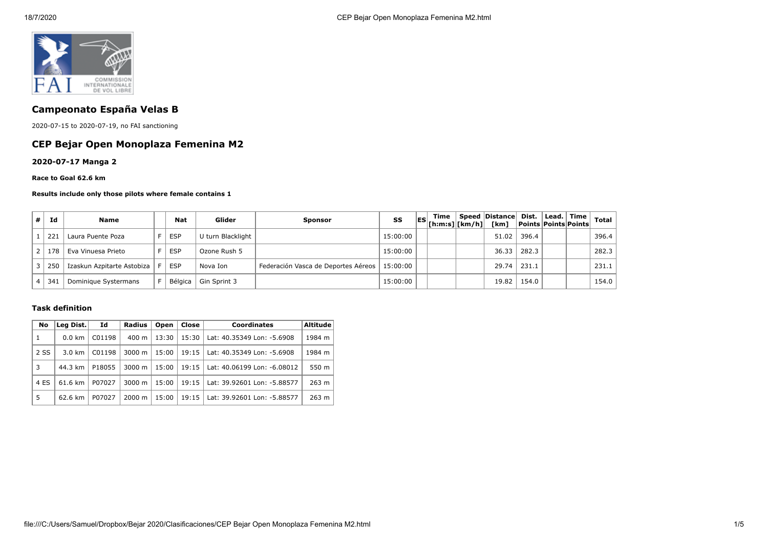# Campeonato España Velas B

2020-07-15 to 2020-07-19, no FAI sanctioning

# CEP Bejar Open Monoplaza Femenina M2

### 2020-07-17 Manga 2

**Race to Goal 62.6 km**

**Results include only those pilots where female contains 1**

| # | Id | Name | | Nat | Glider | Sponsor | SS | ES | Time [h:m:s] | Speed [km/h] | Distance [km] | Dist. Points | Lead. Points | Time Points | Total |
|---|---|---|---|---|---|---|---|---|---|---|---|---|---|---|---|
| 1 | 221 | Laura Puente Poza | F | ESP | U turn Blacklight | | 15:00:00 | | | | 51.02 | 396.4 | | | 396.4 |
| 2 | 178 | Eva Vinuesa Prieto | F | ESP | Ozone Rush 5 | | 15:00:00 | | | | 36.33 | 282.3 | | | 282.3 |
| 3 | 250 | Izaskun Azpitarte Astobiza | F | ESP | Nova Ion | Federación Vasca de Deportes Aéreos | 15:00:00 | | | | 29.74 | 231.1 | | | 231.1 |
| 4 | 341 | Dominique Systermans | F | Bélgica | Gin Sprint 3 | | 15:00:00 | | | | 19.82 | 154.0 | | | 154.0 |

### Task definition

| No | Leg Dist. | Id | Radius | Open | Close | Coordinates | Altitude |
|---|---|---|---|---|---|---|---|
| 1 | 0.0 km | C01198 | 400 m | 13:30 | 15:30 | Lat: 40.35349 Lon: -5.6908 | 1984 m |
| 2 SS | 3.0 km | C01198 | 3000 m | 15:00 | 19:15 | Lat: 40.35349 Lon: -5.6908 | 1984 m |
| 3 | 44.3 km | P18055 | 3000 m | 15:00 | 19:15 | Lat: 40.06199 Lon: -6.08012 | 550 m |
| 4 ES | 61.6 km | P07027 | 3000 m | 15:00 | 19:15 | Lat: 39.92601 Lon: -5.88577 | 263 m |
| 5 | 62.6 km | P07027 | 2000 m | 15:00 | 19:15 | Lat: 39.92601 Lon: -5.88577 | 263 m |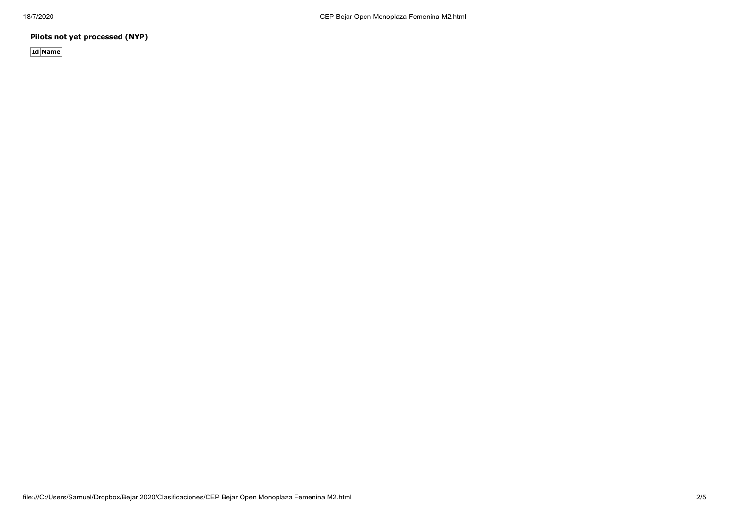**Pilots not yet processed (NYP)**

| Id | Name |
|---|---|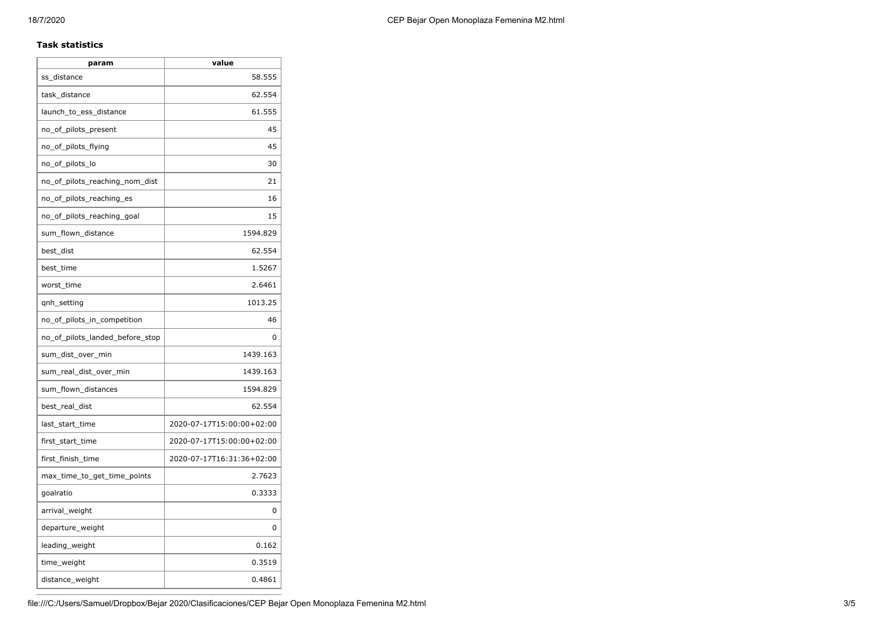**Task statistics**

| param | value |
|---|---|
| ss_distance | 58.555 |
| task_distance | 62.554 |
| launch_to_ess_distance | 61.555 |
| no_of_pilots_present | 45 |
| no_of_pilots_flying | 45 |
| no_of_pilots_lo | 30 |
| no_of_pilots_reaching_nom_dist | 21 |
| no_of_pilots_reaching_es | 16 |
| no_of_pilots_reaching_goal | 15 |
| sum_flown_distance | 1594.829 |
| best_dist | 62.554 |
| best_time | 1.5267 |
| worst_time | 2.6461 |
| qnh_setting | 1013.25 |
| no_of_pilots_in_competition | 46 |
| no_of_pilots_landed_before_stop | 0 |
| sum_dist_over_min | 1439.163 |
| sum_real_dist_over_min | 1439.163 |
| sum_flown_distances | 1594.829 |
| best_real_dist | 62.554 |
| last_start_time | 2020-07-17T15:00:00+02:00 |
| first_start_time | 2020-07-17T15:00:00+02:00 |
| first_finish_time | 2020-07-17T16:31:36+02:00 |
| max_time_to_get_time_points | 2.7623 |
| goalratio | 0.3333 |
| arrival_weight | 0 |
| departure_weight | 0 |
| leading_weight | 0.162 |
| time_weight | 0.3519 |
| distance_weight | 0.4861 |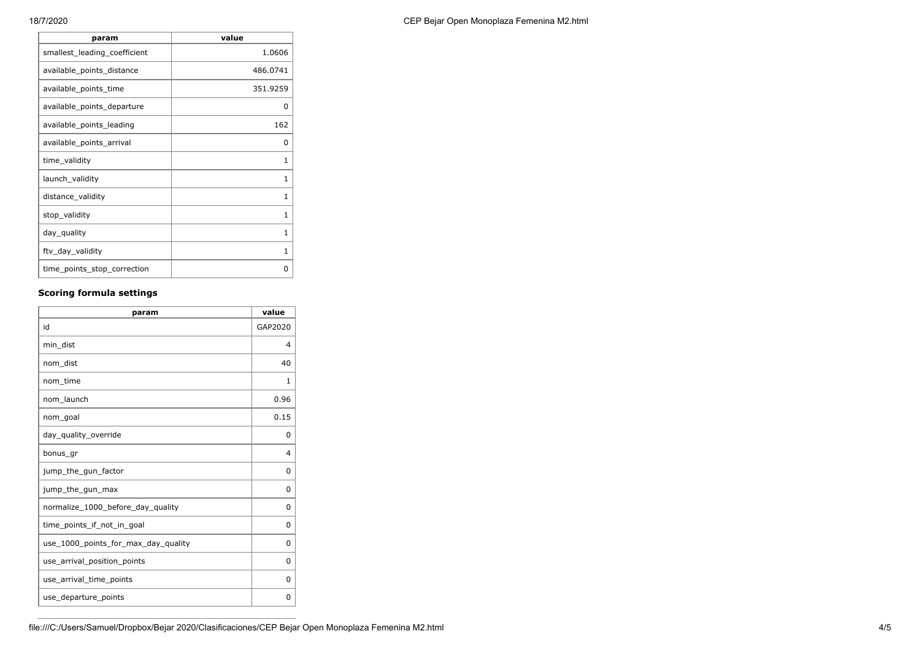| param | value |
| --- | --- |
| smallest_leading_coefficient | 1.0606 |
| available_points_distance | 486.0741 |
| available_points_time | 351.9259 |
| available_points_departure | 0 |
| available_points_leading | 162 |
| available_points_arrival | 0 |
| time_validity | 1 |
| launch_validity | 1 |
| distance_validity | 1 |
| stop_validity | 1 |
| day_quality | 1 |
| ftv_day_validity | 1 |
| time_points_stop_correction | 0 |

### Scoring formula settings

| param | value |
| --- | --- |
| id | GAP2020 |
| min_dist | 4 |
| nom_dist | 40 |
| nom_time | 1 |
| nom_launch | 0.96 |
| nom_goal | 0.15 |
| day_quality_override | 0 |
| bonus_gr | 4 |
| jump_the_gun_factor | 0 |
| jump_the_gun_max | 0 |
| normalize_1000_before_day_quality | 0 |
| time_points_if_not_in_goal | 0 |
| use_1000_points_for_max_day_quality | 0 |
| use_arrival_position_points | 0 |
| use_arrival_time_points | 0 |
| use_departure_points | 0 |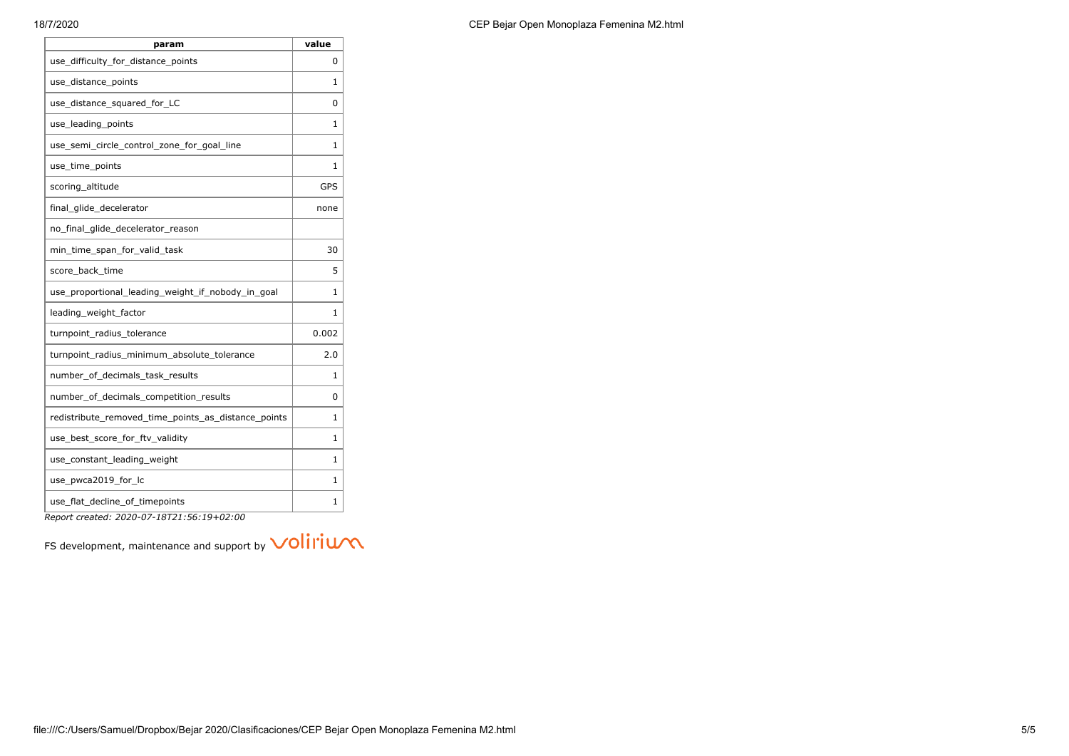| param | value |
|---|---|
| use_difficulty_for_distance_points | 0 |
| use_distance_points | 1 |
| use_distance_squared_for_LC | 0 |
| use_leading_points | 1 |
| use_semi_circle_control_zone_for_goal_line | 1 |
| use_time_points | 1 |
| scoring_altitude | GPS |
| final_glide_decelerator | none |
| no_final_glide_decelerator_reason | |
| min_time_span_for_valid_task | 30 |
| score_back_time | 5 |
| use_proportional_leading_weight_if_nobody_in_goal | 1 |
| leading_weight_factor | 1 |
| turnpoint_radius_tolerance | 0.002 |
| turnpoint_radius_minimum_absolute_tolerance | 2.0 |
| number_of_decimals_task_results | 1 |
| number_of_decimals_competition_results | 0 |
| redistribute_removed_time_points_as_distance_points | 1 |
| use_best_score_for_ftv_validity | 1 |
| use_constant_leading_weight | 1 |
| use_pwca2019_for_lc | 1 |
| use_flat_decline_of_timepoints | 1 |

*Report created: 2020-07-18T21:56:19+02:00*

FS development, maintenance and support by volirium